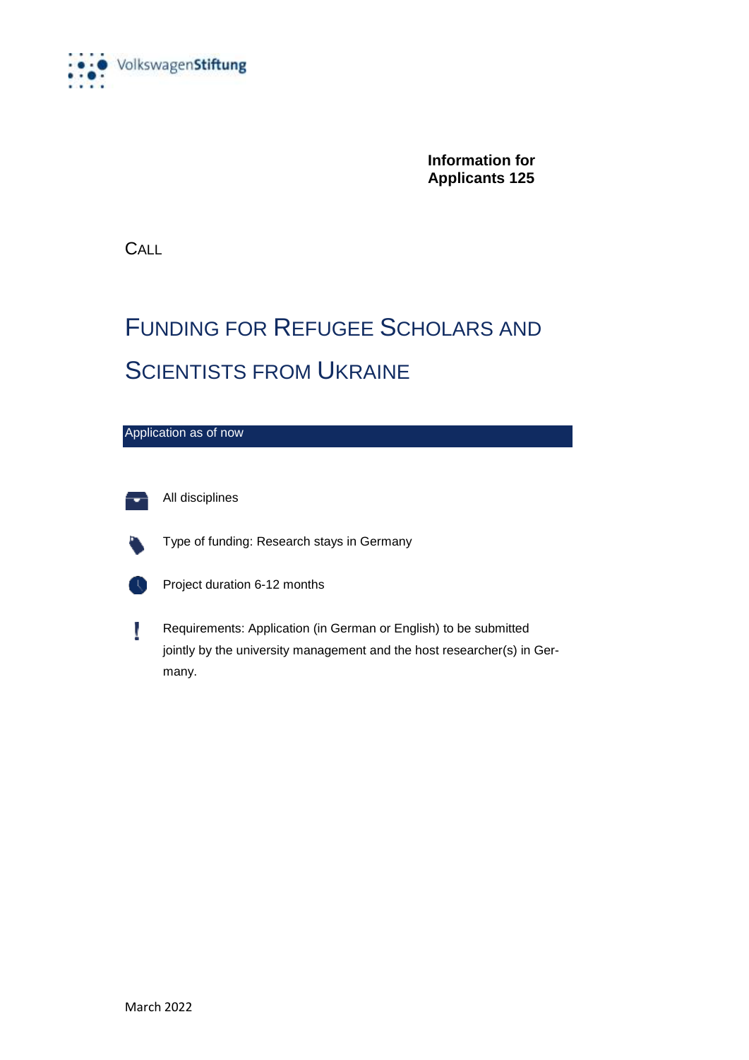VolkswagenStiftung

**Information for Applicants 125**

CALL

# FUNDING FOR REFUGEE SCHOLARS AND SCIENTISTS FROM UKRAINE

Application as of now

All disciplines

Type of funding: Research stays in Germany

Project duration 6-12 months

Requirements: Application (in German or English) to be submitted jointly by the university management and the host researcher(s) in Germany.

March 2022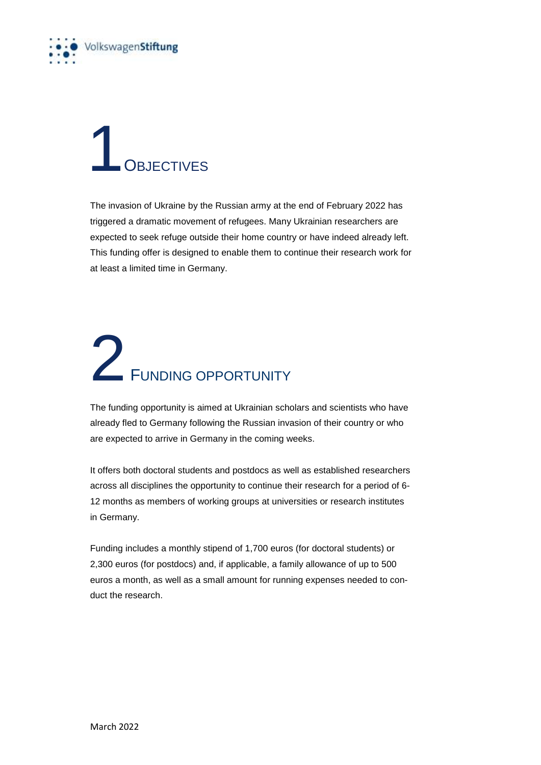# 1 Objectives

The invasion of Ukraine by the Russian army at the end of February 2022 has triggered a dramatic movement of refugees. Many Ukrainian researchers are expected to seek refuge outside their home country or have indeed already left. This funding offer is designed to enable them to continue their research work for at least a limited time in Germany.

# 2 Funding opportunity

The funding opportunity is aimed at Ukrainian scholars and scientists who have already fled to Germany following the Russian invasion of their country or who are expected to arrive in Germany in the coming weeks.

It offers both doctoral students and postdocs as well as established researchers across all disciplines the opportunity to continue their research for a period of 6-12 months as members of working groups at universities or research institutes in Germany.

Funding includes a monthly stipend of 1,700 euros (for doctoral students) or 2,300 euros (for postdocs) and, if applicable, a family allowance of up to 500 euros a month, as well as a small amount for running expenses needed to conduct the research.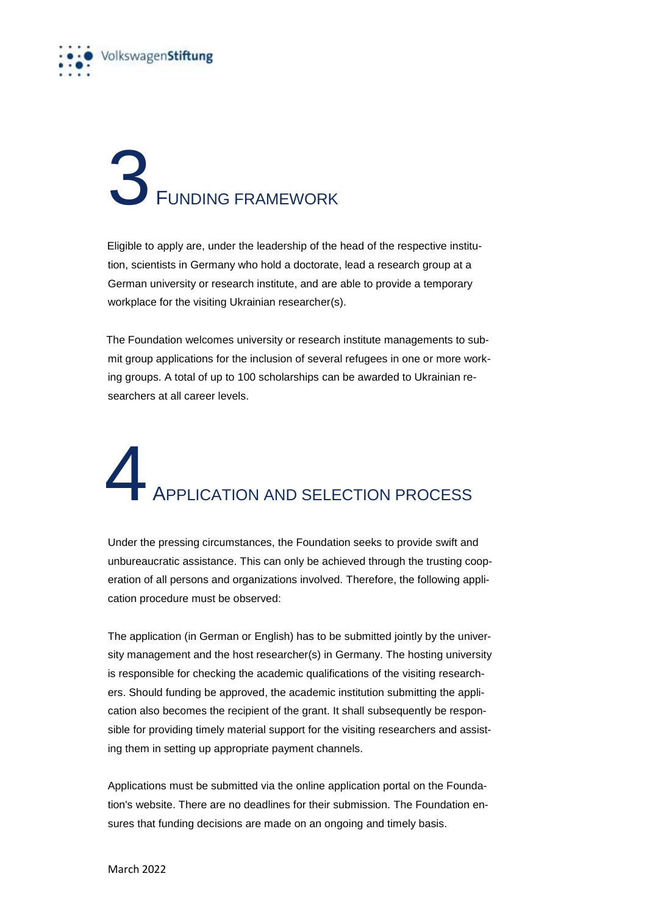# 3 Funding Framework

Eligible to apply are, under the leadership of the head of the respective institution, scientists in Germany who hold a doctorate, lead a research group at a German university or research institute, and are able to provide a temporary workplace for the visiting Ukrainian researcher(s).

The Foundation welcomes university or research institute managements to submit group applications for the inclusion of several refugees in one or more working groups. A total of up to 100 scholarships can be awarded to Ukrainian researchers at all career levels.

# 4 Application and Selection Process

Under the pressing circumstances, the Foundation seeks to provide swift and unbureaucratic assistance. This can only be achieved through the trusting cooperation of all persons and organizations involved. Therefore, the following application procedure must be observed:

The application (in German or English) has to be submitted jointly by the university management and the host researcher(s) in Germany. The hosting university is responsible for checking the academic qualifications of the visiting researchers. Should funding be approved, the academic institution submitting the application also becomes the recipient of the grant. It shall subsequently be responsible for providing timely material support for the visiting researchers and assisting them in setting up appropriate payment channels.

Applications must be submitted via the online application portal on the Foundation's website. There are no deadlines for their submission. The Foundation ensures that funding decisions are made on an ongoing and timely basis.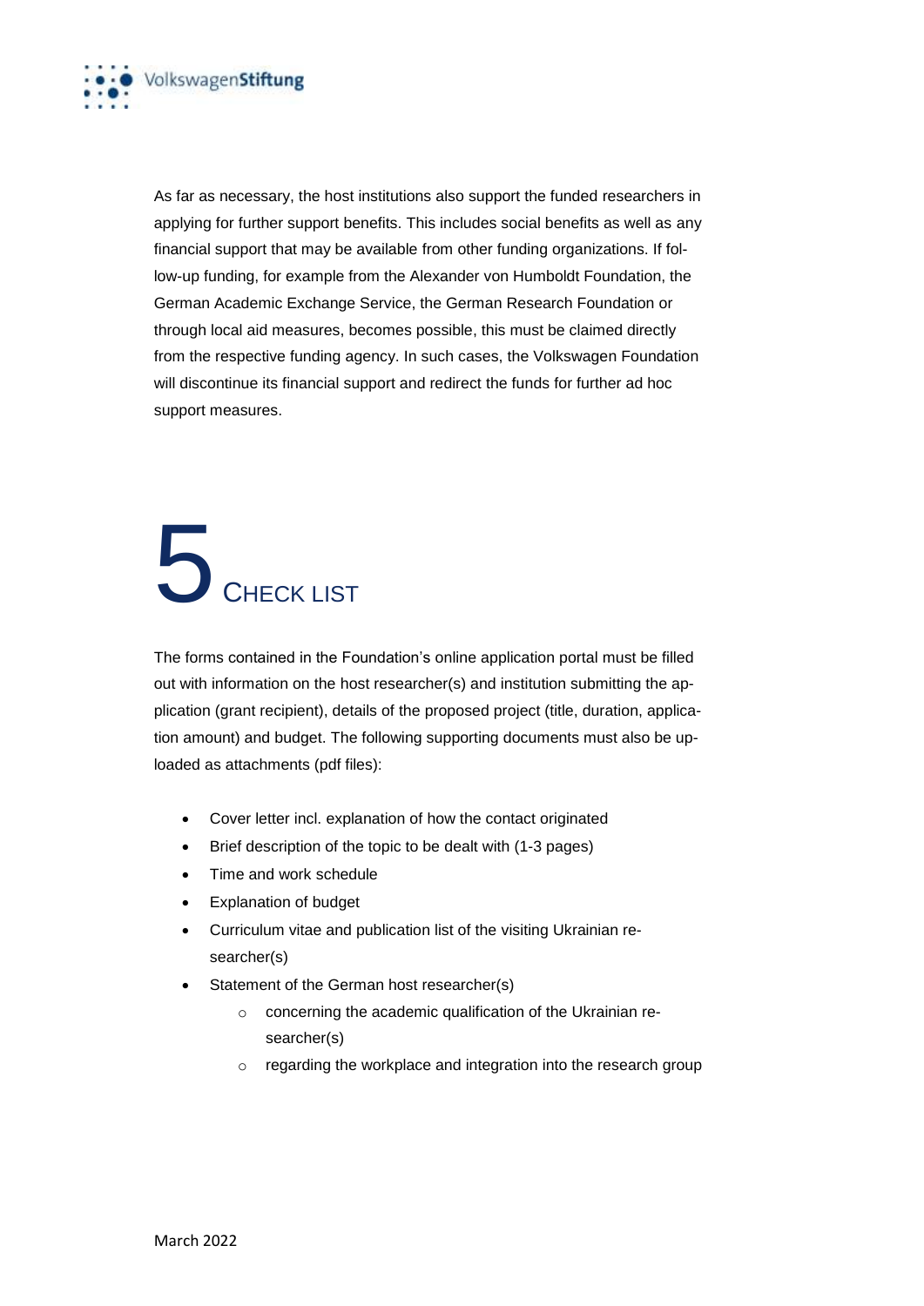As far as necessary, the host institutions also support the funded researchers in applying for further support benefits. This includes social benefits as well as any financial support that may be available from other funding organizations. If follow-up funding, for example from the Alexander von Humboldt Foundation, the German Academic Exchange Service, the German Research Foundation or through local aid measures, becomes possible, this must be claimed directly from the respective funding agency. In such cases, the Volkswagen Foundation will discontinue its financial support and redirect the funds for further ad hoc support measures.

# 5 Check List

The forms contained in the Foundation's online application portal must be filled out with information on the host researcher(s) and institution submitting the application (grant recipient), details of the proposed project (title, duration, application amount) and budget. The following supporting documents must also be uploaded as attachments (pdf files):

- Cover letter incl. explanation of how the contact originated
- Brief description of the topic to be dealt with (1-3 pages)
- Time and work schedule
- Explanation of budget
- Curriculum vitae and publication list of the visiting Ukrainian researcher(s)
- Statement of the German host researcher(s)
  - concerning the academic qualification of the Ukrainian researcher(s)
  - regarding the workplace and integration into the research group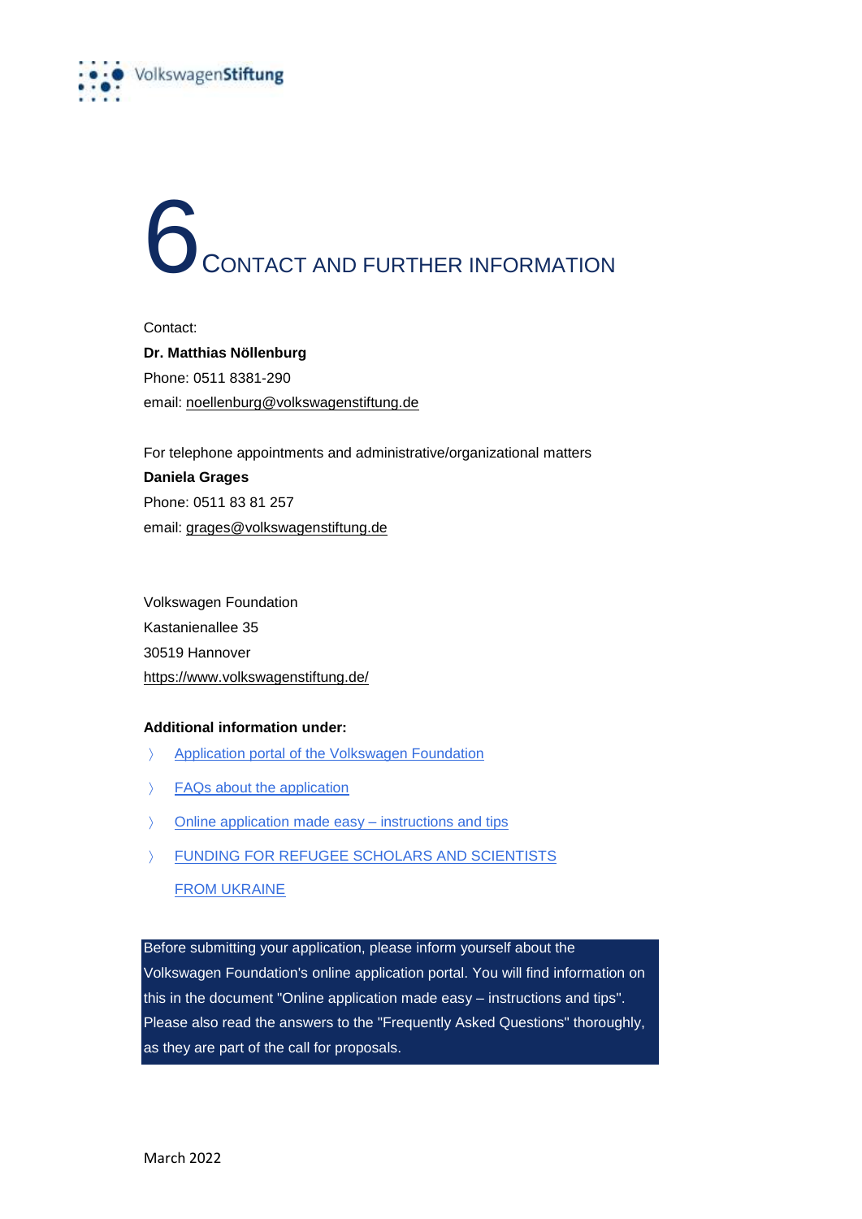# 6 Contact and Further Information

Contact:

**Dr. Matthias Nöllenburg**

Phone: 0511 8381-290

email: noellenburg@volkswagenstiftung.de

For telephone appointments and administrative/organizational matters

**Daniela Grages**

Phone: 0511 83 81 257

email: grages@volkswagenstiftung.de

Volkswagen Foundation

Kastanienallee 35

30519 Hannover

https://www.volkswagenstiftung.de/

**Additional information under:**

- Application portal of the Volkswagen Foundation
- FAQs about the application
- Online application made easy – instructions and tips
- FUNDING FOR REFUGEE SCHOLARS AND SCIENTISTS FROM UKRAINE

Before submitting your application, please inform yourself about the Volkswagen Foundation's online application portal. You will find information on this in the document "Online application made easy – instructions and tips". Please also read the answers to the "Frequently Asked Questions" thoroughly, as they are part of the call for proposals.

March 2022